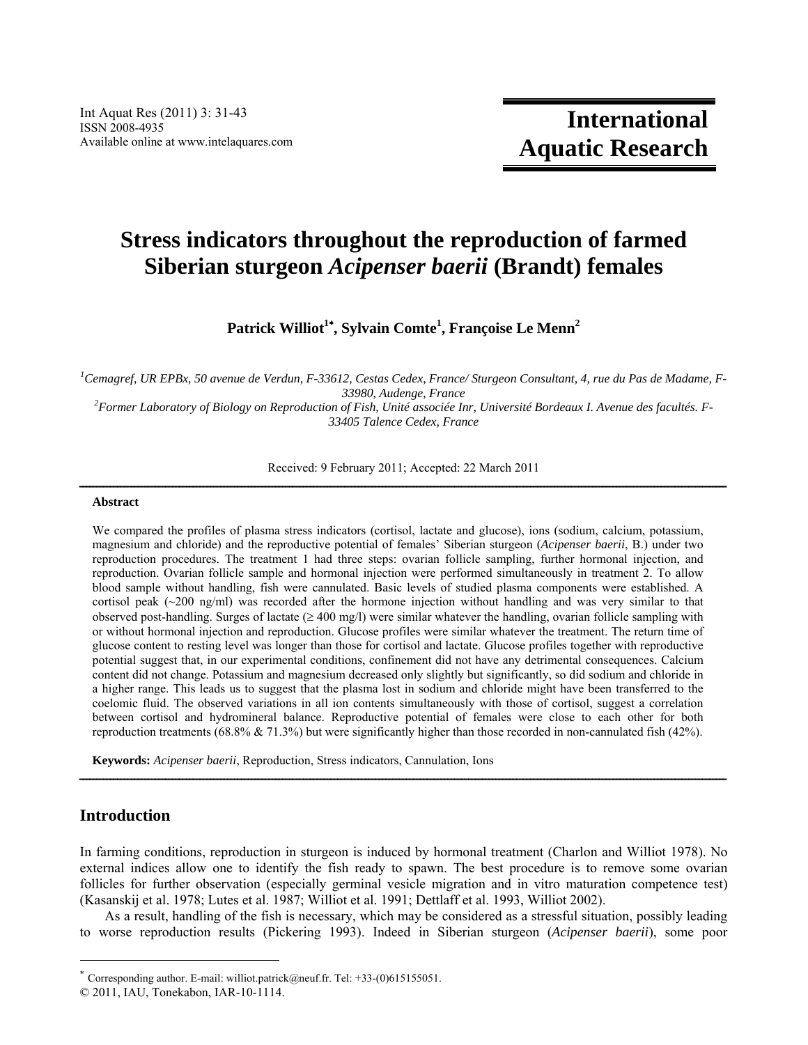# Stress indicators throughout the reproduction of farmed Siberian sturgeon *Acipenser baerii* (Brandt) females

**Patrick Williot[1*], Sylvain Comte[1], Françoise Le Menn[2]**

*[1]Cemagref, UR EPBx, 50 avenue de Verdun, F-33612, Cestas Cedex, France/ Sturgeon Consultant, 4, rue du Pas de Madame, F-33980, Audenge, France*
*[2]Former Laboratory of Biology on Reproduction of Fish, Unité associée Inr, Université Bordeaux I. Avenue des facultés. F-33405 Talence Cedex, France*

Received: 9 February 2011; Accepted: 22 March 2011

---

#### Abstract

We compared the profiles of plasma stress indicators (cortisol, lactate and glucose), ions (sodium, calcium, potassium, magnesium and chloride) and the reproductive potential of females' Siberian sturgeon (*Acipenser baerii*, B.) under two reproduction procedures. The treatment 1 had three steps: ovarian follicle sampling, further hormonal injection, and reproduction. Ovarian follicle sample and hormonal injection were performed simultaneously in treatment 2. To allow blood sample without handling, fish were cannulated. Basic levels of studied plasma components were established. A cortisol peak (~200 ng/ml) was recorded after the hormone injection without handling and was very similar to that observed post-handling. Surges of lactate (≥ 400 mg/l) were similar whatever the handling, ovarian follicle sampling with or without hormonal injection and reproduction. Glucose profiles were similar whatever the treatment. The return time of glucose content to resting level was longer than those for cortisol and lactate. Glucose profiles together with reproductive potential suggest that, in our experimental conditions, confinement did not have any detrimental consequences. Calcium content did not change. Potassium and magnesium decreased only slightly but significantly, so did sodium and chloride in a higher range. This leads us to suggest that the plasma lost in sodium and chloride might have been transferred to the coelomic fluid. The observed variations in all ion contents simultaneously with those of cortisol, suggest a correlation between cortisol and hydromineral balance. Reproductive potential of females were close to each other for both reproduction treatments (68.8% & 71.3%) but were significantly higher than those recorded in non-cannulated fish (42%).

**Keywords:** *Acipenser baerii*, Reproduction, Stress indicators, Cannulation, Ions

---

## Introduction

In farming conditions, reproduction in sturgeon is induced by hormonal treatment (Charlon and Williot 1978). No external indices allow one to identify the fish ready to spawn. The best procedure is to remove some ovarian follicles for further observation (especially germinal vesicle migration and in vitro maturation competence test) (Kasanskij et al. 1978; Lutes et al. 1987; Williot et al. 1991; Dettlaff et al. 1993, Williot 2002).

As a result, handling of the fish is necessary, which may be considered as a stressful situation, possibly leading to worse reproduction results (Pickering 1993). Indeed in Siberian sturgeon (*Acipenser baerii*), some poor

---

* Corresponding author. E-mail: williot.patrick@neuf.fr. Tel: +33-(0)615155051.
© 2011, IAU, Tonekabon, IAR-10-1114.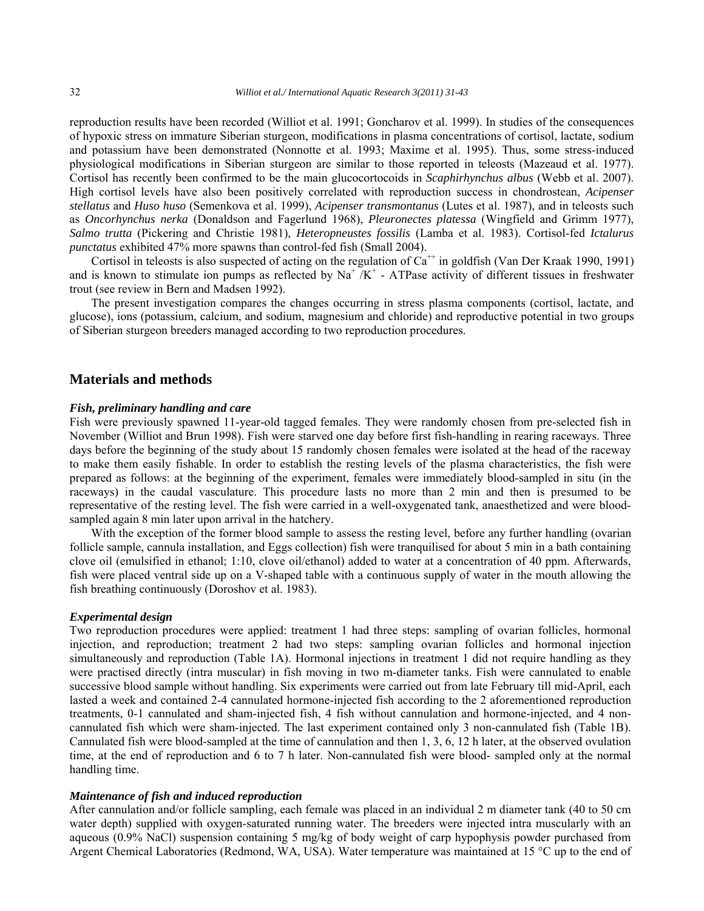reproduction results have been recorded (Williot et al. 1991; Goncharov et al. 1999). In studies of the consequences of hypoxic stress on immature Siberian sturgeon, modifications in plasma concentrations of cortisol, lactate, sodium and potassium have been demonstrated (Nonnotte et al. 1993; Maxime et al. 1995). Thus, some stress-induced physiological modifications in Siberian sturgeon are similar to those reported in teleosts (Mazeaud et al. 1977). Cortisol has recently been confirmed to be the main glucocortocoids in *Scaphirhynchus albus* (Webb et al. 2007). High cortisol levels have also been positively correlated with reproduction success in chondrostean, *Acipenser stellatus* and *Huso huso* (Semenkova et al. 1999), *Acipenser transmontanus* (Lutes et al. 1987), and in teleosts such as *Oncorhynchus nerka* (Donaldson and Fagerlund 1968), *Pleuronectes platessa* (Wingfield and Grimm 1977), *Salmo trutta* (Pickering and Christie 1981), *Heteropneustes fossilis* (Lamba et al. 1983). Cortisol-fed *Ictalurus punctatus* exhibited 47% more spawns than control-fed fish (Small 2004).

Cortisol in teleosts is also suspected of acting on the regulation of $Ca^{++}$ in goldfish (Van Der Kraak 1990, 1991) and is known to stimulate ion pumps as reflected by $Na^+/K^+$ - ATPase activity of different tissues in freshwater trout (see review in Bern and Madsen 1992).

The present investigation compares the changes occurring in stress plasma components (cortisol, lactate, and glucose), ions (potassium, calcium, and sodium, magnesium and chloride) and reproductive potential in two groups of Siberian sturgeon breeders managed according to two reproduction procedures.

## Materials and methods

### *Fish, preliminary handling and care*

Fish were previously spawned 11-year-old tagged females. They were randomly chosen from pre-selected fish in November (Williot and Brun 1998). Fish were starved one day before first fish-handling in rearing raceways. Three days before the beginning of the study about 15 randomly chosen females were isolated at the head of the raceway to make them easily fishable. In order to establish the resting levels of the plasma characteristics, the fish were prepared as follows: at the beginning of the experiment, females were immediately blood-sampled in situ (in the raceways) in the caudal vasculature. This procedure lasts no more than 2 min and then is presumed to be representative of the resting level. The fish were carried in a well-oxygenated tank, anaesthetized and were blood-sampled again 8 min later upon arrival in the hatchery.

With the exception of the former blood sample to assess the resting level, before any further handling (ovarian follicle sample, cannula installation, and Eggs collection) fish were tranquilised for about 5 min in a bath containing clove oil (emulsified in ethanol; 1:10, clove oil/ethanol) added to water at a concentration of 40 ppm. Afterwards, fish were placed ventral side up on a V-shaped table with a continuous supply of water in the mouth allowing the fish breathing continuously (Doroshov et al. 1983).

### *Experimental design*

Two reproduction procedures were applied: treatment 1 had three steps: sampling of ovarian follicles, hormonal injection, and reproduction; treatment 2 had two steps: sampling ovarian follicles and hormonal injection simultaneously and reproduction (Table 1A). Hormonal injections in treatment 1 did not require handling as they were practised directly (intra muscular) in fish moving in two m-diameter tanks. Fish were cannulated to enable successive blood sample without handling. Six experiments were carried out from late February till mid-April, each lasted a week and contained 2-4 cannulated hormone-injected fish according to the 2 aforementioned reproduction treatments, 0-1 cannulated and sham-injected fish, 4 fish without cannulation and hormone-injected, and 4 non-cannulated fish which were sham-injected. The last experiment contained only 3 non-cannulated fish (Table 1B). Cannulated fish were blood-sampled at the time of cannulation and then 1, 3, 6, 12 h later, at the observed ovulation time, at the end of reproduction and 6 to 7 h later. Non-cannulated fish were blood- sampled only at the normal handling time.

### *Maintenance of fish and induced reproduction*

After cannulation and/or follicle sampling, each female was placed in an individual 2 m diameter tank (40 to 50 cm water depth) supplied with oxygen-saturated running water. The breeders were injected intra muscularly with an aqueous (0.9% NaCl) suspension containing 5 mg/kg of body weight of carp hypophysis powder purchased from Argent Chemical Laboratories (Redmond, WA, USA). Water temperature was maintained at 15 °C up to the end of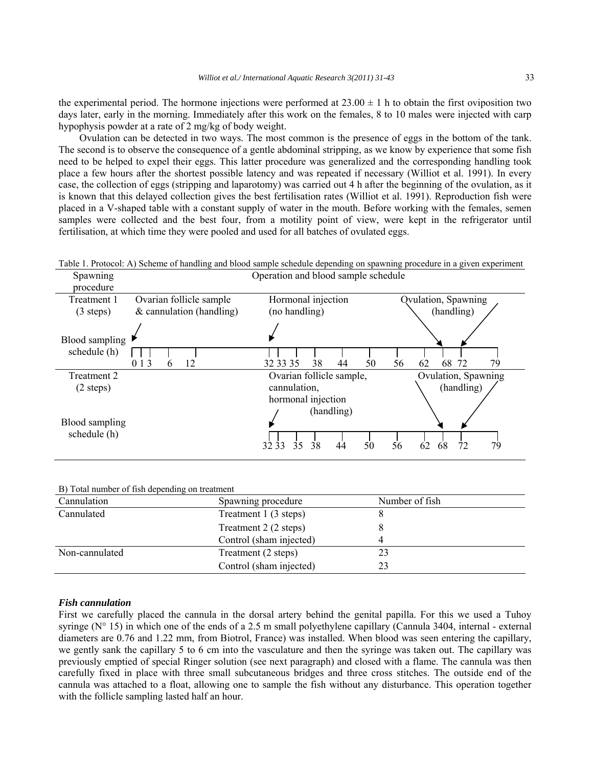the experimental period. The hormone injections were performed at 23.00 ± 1 h to obtain the first oviposition two days later, early in the morning. Immediately after this work on the females, 8 to 10 males were injected with carp hypophysis powder at a rate of 2 mg/kg of body weight.

Ovulation can be detected in two ways. The most common is the presence of eggs in the bottom of the tank. The second is to observe the consequence of a gentle abdominal stripping, as we know by experience that some fish need to be helped to expel their eggs. This latter procedure was generalized and the corresponding handling took place a few hours after the shortest possible latency and was repeated if necessary (Williot et al. 1991). In every case, the collection of eggs (stripping and laparotomy) was carried out 4 h after the beginning of the ovulation, as it is known that this delayed collection gives the best fertilisation rates (Williot et al. 1991). Reproduction fish were placed in a V-shaped table with a constant supply of water in the mouth. Before working with the females, semen samples were collected and the best four, from a motility point of view, were kept in the refrigerator until fertilisation, at which time they were pooled and used for all batches of ovulated eggs.

Table 1. Protocol: A) Scheme of handling and blood sample schedule depending on spawning procedure in a given experiment

| Spawning procedure | Operation and blood sample schedule | | |
|---|---|---|---|
| Treatment 1 (3 steps) | Ovarian follicle sample & cannulation (handling) | Hormonal injection (no handling) | Ovulation, Spawning (handling) |
| Blood sampling schedule (h) | 0 1 3 6 12 | 32 33 35 38 44 50 | 56 62 68 72 79 |
| Treatment 2 (2 steps) | | Ovarian follicle sample, cannulation, hormonal injection (handling) | Ovulation, Spawning (handling) |
| Blood sampling schedule (h) | | 32 33 35 38 44 50 | 56 62 68 72 79 |

B) Total number of fish depending on treatment

| Cannulation | Spawning procedure | Number of fish |
|---|---|---|
| Cannulated | Treatment 1 (3 steps) | 8 |
| | Treatment 2 (2 steps) | 8 |
| | Control (sham injected) | 4 |
| Non-cannulated | Treatment (2 steps) | 23 |
| | Control (sham injected) | 23 |

### *Fish cannulation*

First we carefully placed the cannula in the dorsal artery behind the genital papilla. For this we used a Tuhoy syringe (N° 15) in which one of the ends of a 2.5 m small polyethylene capillary (Cannula 3404, internal - external diameters are 0.76 and 1.22 mm, from Biotrol, France) was installed. When blood was seen entering the capillary, we gently sank the capillary 5 to 6 cm into the vasculature and then the syringe was taken out. The capillary was previously emptied of special Ringer solution (see next paragraph) and closed with a flame. The cannula was then carefully fixed in place with three small subcutaneous bridges and three cross stitches. The outside end of the cannula was attached to a float, allowing one to sample the fish without any disturbance. This operation together with the follicle sampling lasted half an hour.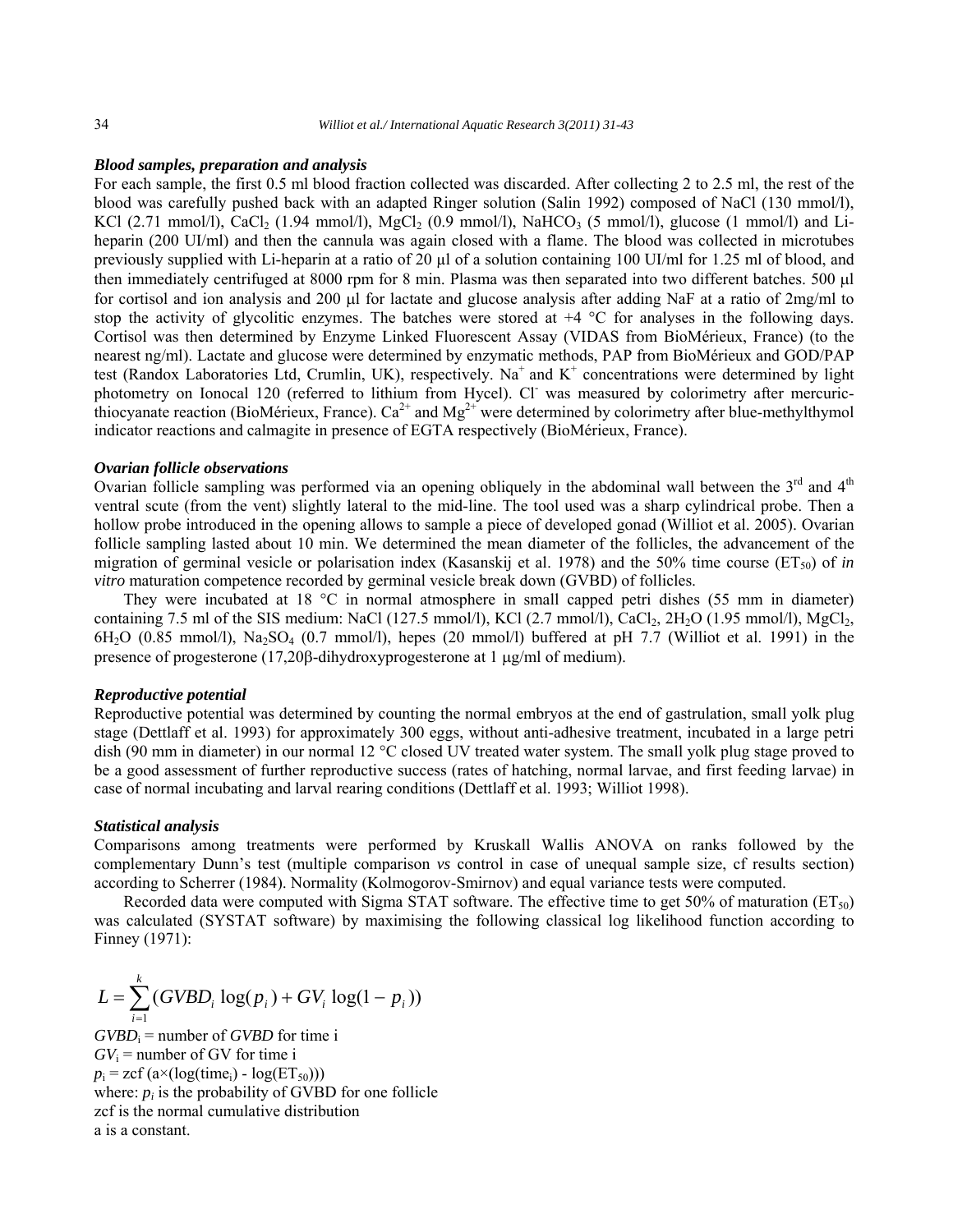### *Blood samples, preparation and analysis*

For each sample, the first 0.5 ml blood fraction collected was discarded. After collecting 2 to 2.5 ml, the rest of the blood was carefully pushed back with an adapted Ringer solution (Salin 1992) composed of NaCl (130 mmol/l), KCl (2.71 mmol/l), $CaCl_2$ (1.94 mmol/l), $MgCl_2$ (0.9 mmol/l), $NaHCO_3$ (5 mmol/l), glucose (1 mmol/l) and Li-heparin (200 UI/ml) and then the cannula was again closed with a flame. The blood was collected in microtubes previously supplied with Li-heparin at a ratio of 20 µl of a solution containing 100 UI/ml for 1.25 ml of blood, and then immediately centrifuged at 8000 rpm for 8 min. Plasma was then separated into two different batches. 500 µl for cortisol and ion analysis and 200 µl for lactate and glucose analysis after adding NaF at a ratio of 2mg/ml to stop the activity of glycolitic enzymes. The batches were stored at +4 °C for analyses in the following days. Cortisol was then determined by Enzyme Linked Fluorescent Assay (VIDAS from BioMérieux, France) (to the nearest ng/ml). Lactate and glucose were determined by enzymatic methods, PAP from BioMérieux and GOD/PAP test (Randox Laboratories Ltd, Crumlin, UK), respectively. $Na^+$ and $K^+$ concentrations were determined by light photometry on Ionocal 120 (referred to lithium from Hycel). $Cl^-$ was measured by colorimetry after mercuric-thiocyanate reaction (BioMérieux, France). $Ca^{2+}$ and $Mg^{2+}$ were determined by colorimetry after blue-methylthymol indicator reactions and calmagite in presence of EGTA respectively (BioMérieux, France).

### *Ovarian follicle observations*

Ovarian follicle sampling was performed via an opening obliquely in the abdominal wall between the 3rd and 4th ventral scute (from the vent) slightly lateral to the mid-line. The tool used was a sharp cylindrical probe. Then a hollow probe introduced in the opening allows to sample a piece of developed gonad (Williot et al. 2005). Ovarian follicle sampling lasted about 10 min. We determined the mean diameter of the follicles, the advancement of the migration of germinal vesicle or polarisation index (Kasanskij et al. 1978) and the 50% time course ($ET_{50}$) of *in vitro* maturation competence recorded by germinal vesicle break down (GVBD) of follicles.

They were incubated at 18 °C in normal atmosphere in small capped petri dishes (55 mm in diameter) containing 7.5 ml of the SIS medium: NaCl (127.5 mmol/l), KCl (2.7 mmol/l), $CaCl_2$, $2H_2O$ (1.95 mmol/l), $MgCl_2$, $6H_2O$ (0.85 mmol/l), $Na_2SO_4$ (0.7 mmol/l), hepes (20 mmol/l) buffered at pH 7.7 (Williot et al. 1991) in the presence of progesterone (17,20β-dihydroxyprogesterone at 1 µg/ml of medium).

### *Reproductive potential*

Reproductive potential was determined by counting the normal embryos at the end of gastrulation, small yolk plug stage (Dettlaff et al. 1993) for approximately 300 eggs, without anti-adhesive treatment, incubated in a large petri dish (90 mm in diameter) in our normal 12 °C closed UV treated water system. The small yolk plug stage proved to be a good assessment of further reproductive success (rates of hatching, normal larvae, and first feeding larvae) in case of normal incubating and larval rearing conditions (Dettlaff et al. 1993; Williot 1998).

### *Statistical analysis*

Comparisons among treatments were performed by Kruskall Wallis ANOVA on ranks followed by the complementary Dunn's test (multiple comparison *vs* control in case of unequal sample size, cf results section) according to Scherrer (1984). Normality (Kolmogorov-Smirnov) and equal variance tests were computed.

Recorded data were computed with Sigma STAT software. The effective time to get 50% of maturation ($ET_{50}$) was calculated (SYSTAT software) by maximising the following classical log likelihood function according to Finney (1971):

$$L = \sum_{i=1}^{k} (GVBD_i \log(p_i) + GV_i \log(1 - p_i))$$

$GVBD_i$ = number of *GVBD* for time i
$GV_i$ = number of GV for time i
$p_i$ = zcf (a×(log(time$_i$) - log($ET_{50}$)))
where: $p_i$ is the probability of GVBD for one follicle
zcf is the normal cumulative distribution
a is a constant.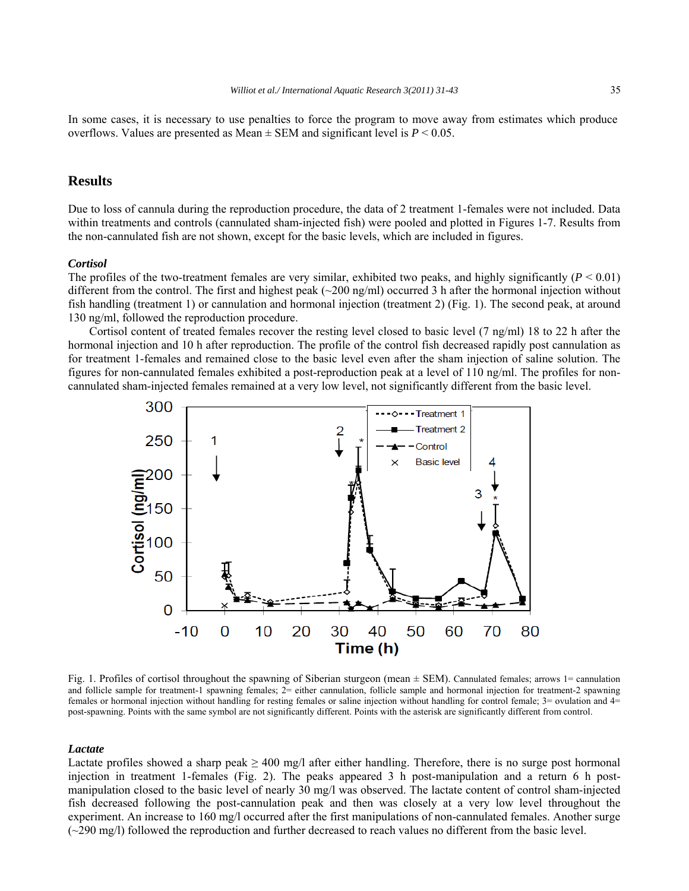In some cases, it is necessary to use penalties to force the program to move away from estimates which produce overflows. Values are presented as Mean ± SEM and significant level is $P < 0.05$.

## Results

Due to loss of cannula during the reproduction procedure, the data of 2 treatment 1-females were not included. Data within treatments and controls (cannulated sham-injected fish) were pooled and plotted in Figures 1-7. Results from the non-cannulated fish are not shown, except for the basic levels, which are included in figures.

### *Cortisol*

The profiles of the two-treatment females are very similar, exhibited two peaks, and highly significantly ($P < 0.01$) different from the control. The first and highest peak (~200 ng/ml) occurred 3 h after the hormonal injection without fish handling (treatment 1) or cannulation and hormonal injection (treatment 2) (Fig. 1). The second peak, at around 130 ng/ml, followed the reproduction procedure.

Cortisol content of treated females recover the resting level closed to basic level (7 ng/ml) 18 to 22 h after the hormonal injection and 10 h after reproduction. The profile of the control fish decreased rapidly post cannulation as for treatment 1-females and remained close to the basic level even after the sham injection of saline solution. The figures for non-cannulated females exhibited a post-reproduction peak at a level of 110 ng/ml. The profiles for non-cannulated sham-injected females remained at a very low level, not significantly different from the basic level.

Fig. 1. Profiles of cortisol throughout the spawning of Siberian sturgeon (mean ± SEM). Cannulated females; arrows 1= cannulation and follicle sample for treatment-1 spawning females; 2= either cannulation, follicle sample and hormonal injection for treatment-2 spawning females or hormonal injection without handling for resting females or saline injection without handling for control female; 3= ovulation and 4= post-spawning. Points with the same symbol are not significantly different. Points with the asterisk are significantly different from control.

### *Lactate*

Lactate profiles showed a sharp peak ≥ 400 mg/l after either handling. Therefore, there is no surge post hormonal injection in treatment 1-females (Fig. 2). The peaks appeared 3 h post-manipulation and a return 6 h post-manipulation closed to the basic level of nearly 30 mg/l was observed. The lactate content of control sham-injected fish decreased following the post-cannulation peak and then was closely at a very low level throughout the experiment. An increase to 160 mg/l occurred after the first manipulations of non-cannulated females. Another surge (~290 mg/l) followed the reproduction and further decreased to reach values no different from the basic level.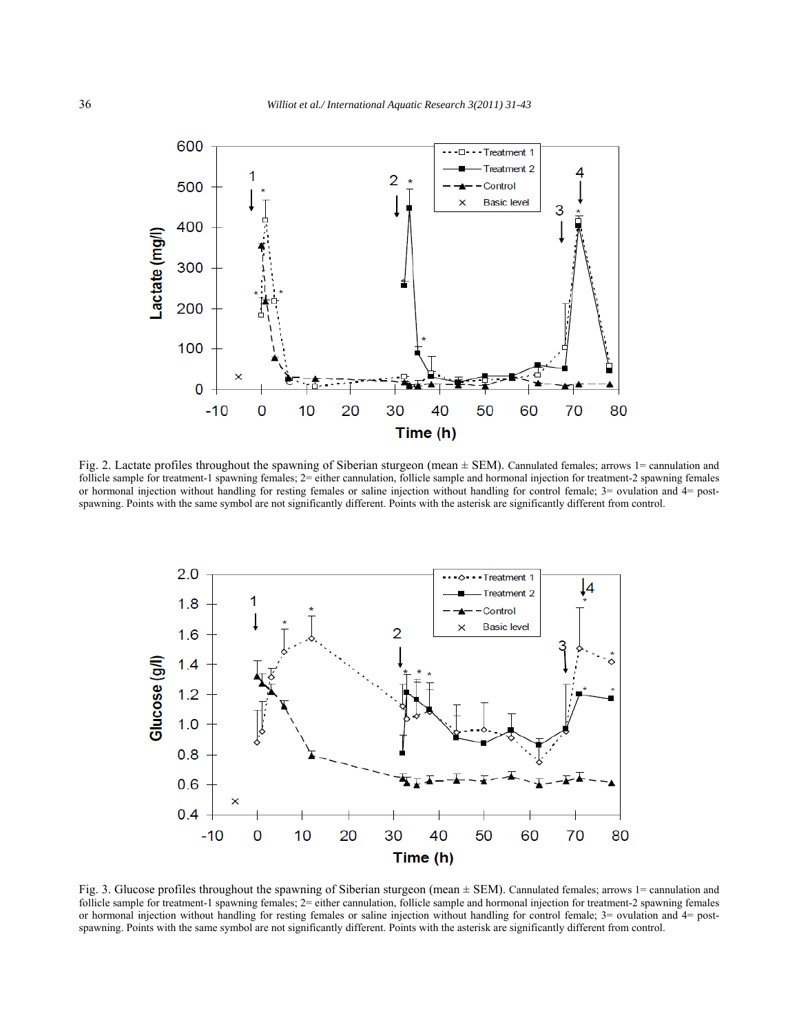Fig. 2. Lactate profiles throughout the spawning of Siberian sturgeon (mean ± SEM). Cannulated females; arrows 1= cannulation and follicle sample for treatment-1 spawning females; 2= either cannulation, follicle sample and hormonal injection for treatment-2 spawning females or hormonal injection without handling for resting females or saline injection without handling for control female; 3= ovulation and 4= post-spawning. Points with the same symbol are not significantly different. Points with the asterisk are significantly different from control.

Fig. 3. Glucose profiles throughout the spawning of Siberian sturgeon (mean ± SEM). Cannulated females; arrows 1= cannulation and follicle sample for treatment-1 spawning females; 2= either cannulation, follicle sample and hormonal injection for treatment-2 spawning females or hormonal injection without handling for resting females or saline injection without handling for control female; 3= ovulation and 4= post-spawning. Points with the same symbol are not significantly different. Points with the asterisk are significantly different from control.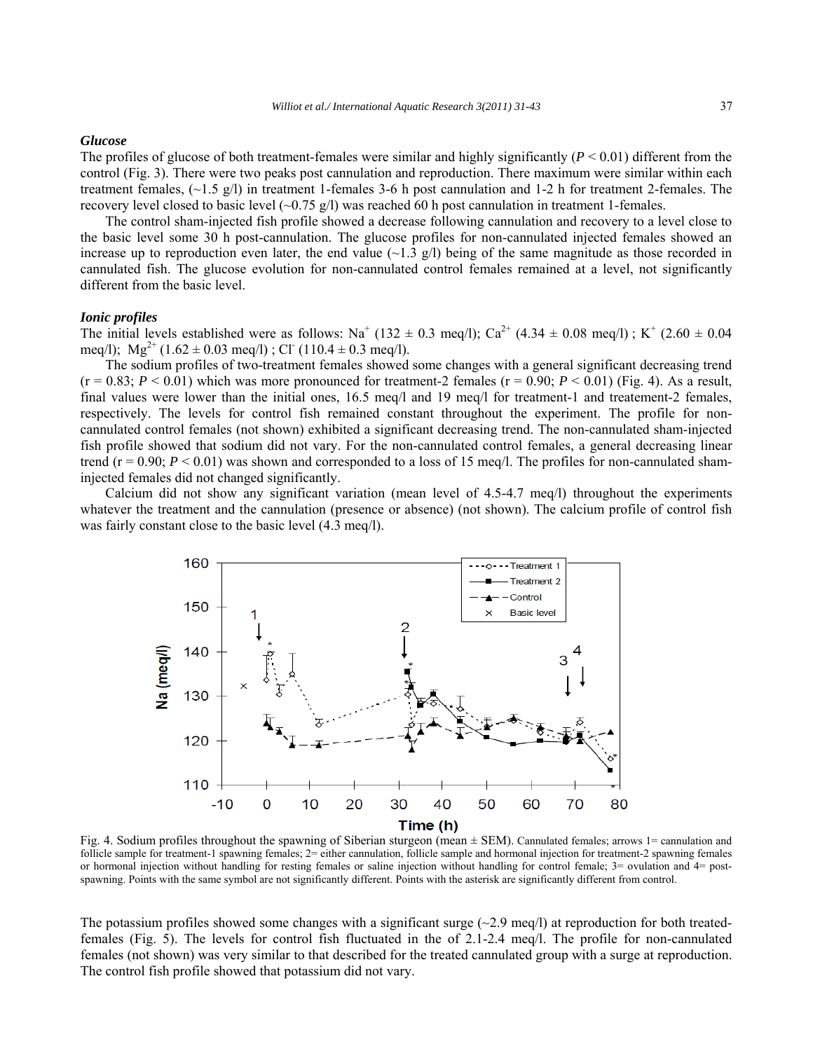### *Glucose*

The profiles of glucose of both treatment-females were similar and highly significantly ($P < 0.01$) different from the control (Fig. 3). There were two peaks post cannulation and reproduction. There maximum were similar within each treatment females, (~1.5 g/l) in treatment 1-females 3-6 h post cannulation and 1-2 h for treatment 2-females. The recovery level closed to basic level (~0.75 g/l) was reached 60 h post cannulation in treatment 1-females.

The control sham-injected fish profile showed a decrease following cannulation and recovery to a level close to the basic level some 30 h post-cannulation. The glucose profiles for non-cannulated injected females showed an increase up to reproduction even later, the end value (~1.3 g/l) being of the same magnitude as those recorded in cannulated fish. The glucose evolution for non-cannulated control females remained at a level, not significantly different from the basic level.

### *Ionic profiles*

The initial levels established were as follows: $Na^+$ (132 ± 0.3 meq/l); $Ca^{2+}$ (4.34 ± 0.08 meq/l) ; $K^+$ (2.60 ± 0.04 meq/l); $Mg^{2+}$ (1.62 ± 0.03 meq/l) ; $Cl^-$ (110.4 ± 0.3 meq/l).

The sodium profiles of two-treatment females showed some changes with a general significant decreasing trend ($r = 0.83$; $P < 0.01$) which was more pronounced for treatment-2 females ($r = 0.90$; $P < 0.01$) (Fig. 4). As a result, final values were lower than the initial ones, 16.5 meq/l and 19 meq/l for treatment-1 and treatement-2 females, respectively. The levels for control fish remained constant throughout the experiment. The profile for non-cannulated control females (not shown) exhibited a significant decreasing trend. The non-cannulated sham-injected fish profile showed that sodium did not vary. For the non-cannulated control females, a general decreasing linear trend ($r = 0.90$; $P < 0.01$) was shown and corresponded to a loss of 15 meq/l. The profiles for non-cannulated sham-injected females did not changed significantly.

Calcium did not show any significant variation (mean level of 4.5-4.7 meq/l) throughout the experiments whatever the treatment and the cannulation (presence or absence) (not shown). The calcium profile of control fish was fairly constant close to the basic level (4.3 meq/l).

Fig. 4. Sodium profiles throughout the spawning of Siberian sturgeon (mean ± SEM). Cannulated females; arrows 1= cannulation and follicle sample for treatment-1 spawning females; 2= either cannulation, follicle sample and hormonal injection for treatment-2 spawning females or hormonal injection without handling for resting females or saline injection without handling for control female; 3= ovulation and 4= post-spawning. Points with the same symbol are not significantly different. Points with the asterisk are significantly different from control.

The potassium profiles showed some changes with a significant surge (~2.9 meq/l) at reproduction for both treated-females (Fig. 5). The levels for control fish fluctuated in the of 2.1-2.4 meq/l. The profile for non-cannulated females (not shown) was very similar to that described for the treated cannulated group with a surge at reproduction. The control fish profile showed that potassium did not vary.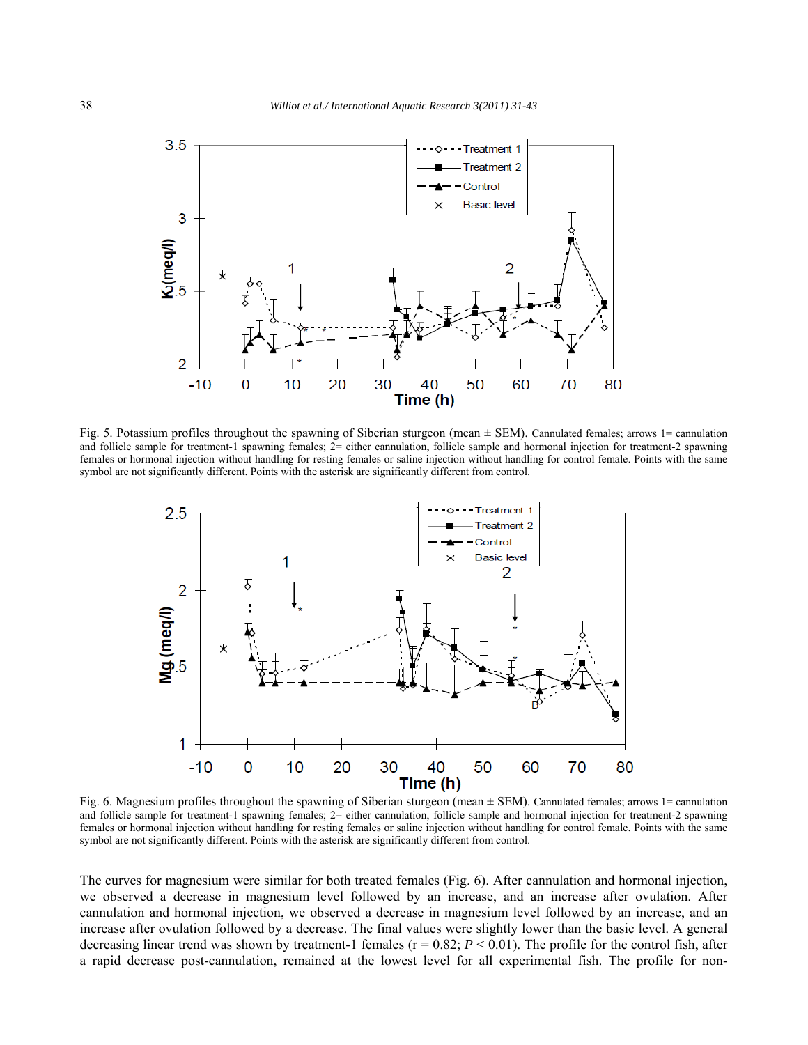Fig. 5. Potassium profiles throughout the spawning of Siberian sturgeon (mean ± SEM). Cannulated females; arrows 1= cannulation and follicle sample for treatment-1 spawning females; 2= either cannulation, follicle sample and hormonal injection for treatment-2 spawning females or hormonal injection without handling for resting females or saline injection without handling for control female. Points with the same symbol are not significantly different. Points with the asterisk are significantly different from control.

Fig. 6. Magnesium profiles throughout the spawning of Siberian sturgeon (mean ± SEM). Cannulated females; arrows 1= cannulation and follicle sample for treatment-1 spawning females; 2= either cannulation, follicle sample and hormonal injection for treatment-2 spawning females or hormonal injection without handling for resting females or saline injection without handling for control female. Points with the same symbol are not significantly different. Points with the asterisk are significantly different from control.

The curves for magnesium were similar for both treated females (Fig. 6). After cannulation and hormonal injection, we observed a decrease in magnesium level followed by an increase, and an increase after ovulation. After cannulation and hormonal injection, we observed a decrease in magnesium level followed by an increase, and an increase after ovulation followed by a decrease. The final values were slightly lower than the basic level. A general decreasing linear trend was shown by treatment-1 females ($r = 0.82$; $P < 0.01$). The profile for the control fish, after a rapid decrease post-cannulation, remained at the lowest level for all experimental fish. The profile for non-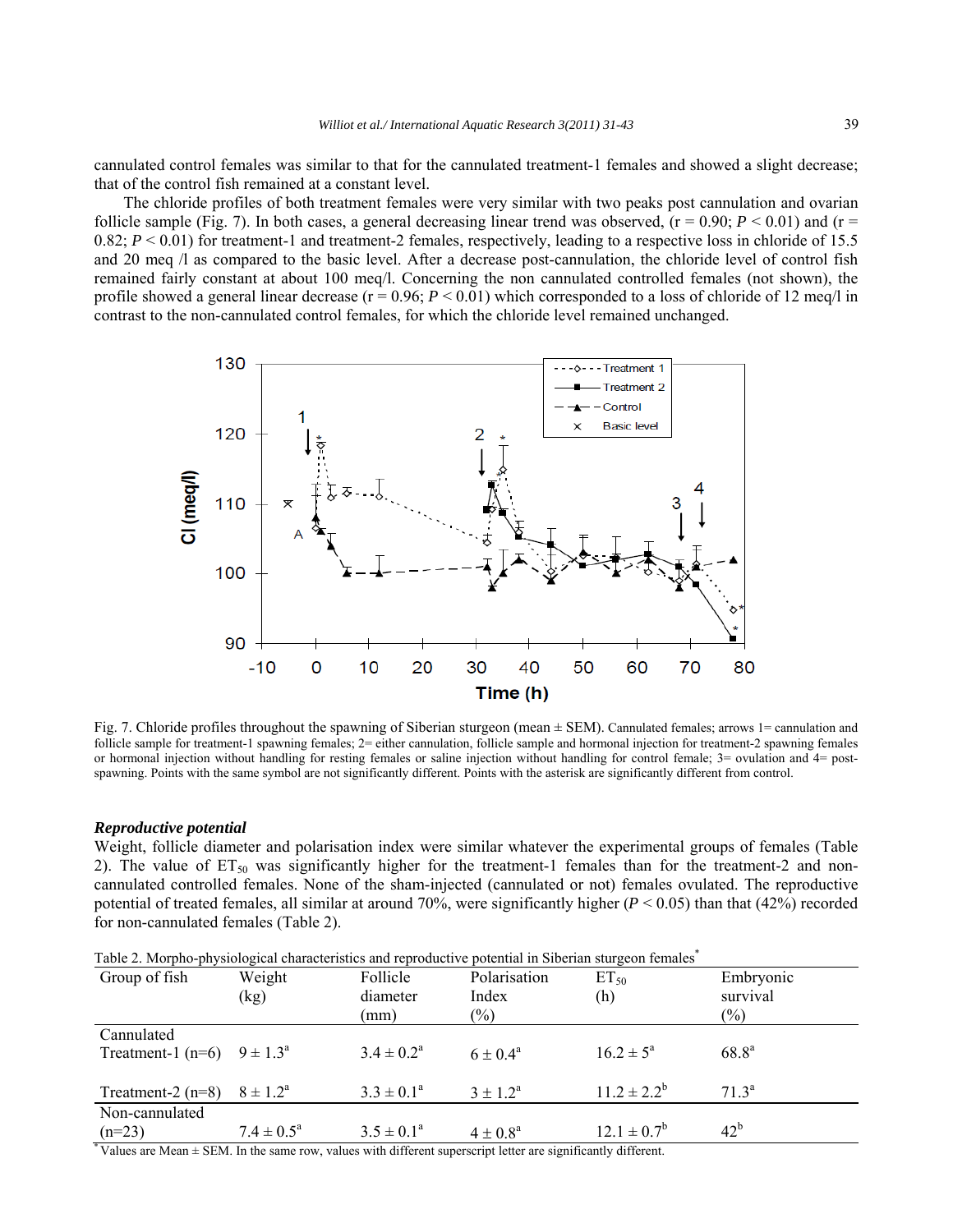cannulated control females was similar to that for the cannulated treatment-1 females and showed a slight decrease; that of the control fish remained at a constant level.

The chloride profiles of both treatment females were very similar with two peaks post cannulation and ovarian follicle sample (Fig. 7). In both cases, a general decreasing linear trend was observed, (r = 0.90; $P < 0.01$) and (r = 0.82; $P < 0.01$) for treatment-1 and treatment-2 females, respectively, leading to a respective loss in chloride of 15.5 and 20 meq /l as compared to the basic level. After a decrease post-cannulation, the chloride level of control fish remained fairly constant at about 100 meq/l. Concerning the non cannulated controlled females (not shown), the profile showed a general linear decrease (r = 0.96; $P < 0.01$) which corresponded to a loss of chloride of 12 meq/l in contrast to the non-cannulated control females, for which the chloride level remained unchanged.

Fig. 7. Chloride profiles throughout the spawning of Siberian sturgeon (mean ± SEM). Cannulated females; arrows 1= cannulation and follicle sample for treatment-1 spawning females; 2= either cannulation, follicle sample and hormonal injection for treatment-2 spawning females or hormonal injection without handling for resting females or saline injection without handling for control female; 3= ovulation and 4= post-spawning. Points with the same symbol are not significantly different. Points with the asterisk are significantly different from control.

### *Reproductive potential*

Weight, follicle diameter and polarisation index were similar whatever the experimental groups of females (Table 2). The value of $ET_{50}$ was significantly higher for the treatment-1 females than for the treatment-2 and non-cannulated controlled females. None of the sham-injected (cannulated or not) females ovulated. The reproductive potential of treated females, all similar at around 70%, were significantly higher ($P < 0.05$) than that (42%) recorded for non-cannulated females (Table 2).

Table 2. Morpho-physiological characteristics and reproductive potential in Siberian sturgeon females*

| Group of fish | Weight (kg) | Follicle diameter (mm) | Polarisation Index (%) | $ET_{50}$ (h) | Embryonic survival (%) |
|---|---|---|---|---|---|
| Cannulated | | | | | |
| Treatment-1 (n=6) | 9 ± 1.3[a] | 3.4 ± 0.2[a] | 6 ± 0.4[a] | 16.2 ± 5[a] | 68.8[a] |
| Treatment-2 (n=8) | 8 ± 1.2[a] | 3.3 ± 0.1[a] | 3 ± 1.2[a] | 11.2 ± 2.2[b] | 71.3[a] |
| Non-cannulated (n=23) | 7.4 ± 0.5[a] | 3.5 ± 0.1[a] | 4 ± 0.8[a] | 12.1 ± 0.7[b] | 42[b] |

*Values are Mean ± SEM. In the same row, values with different superscript letter are significantly different.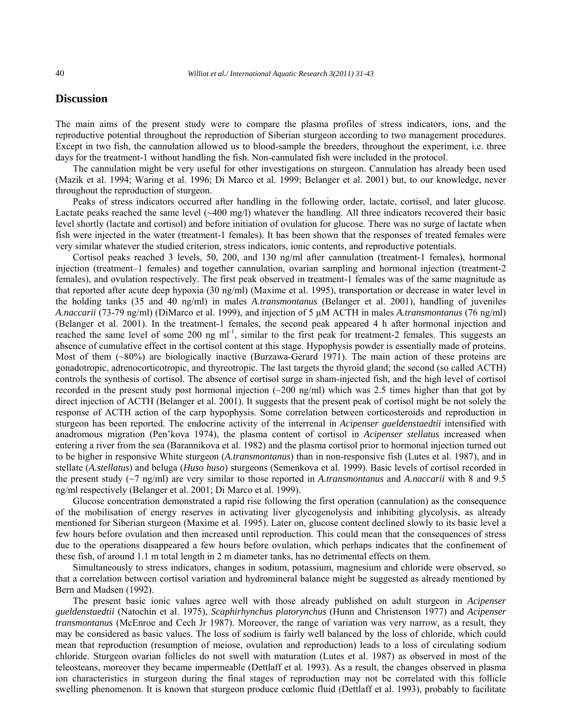## Discussion

The main aims of the present study were to compare the plasma profiles of stress indicators, ions, and the reproductive potential throughout the reproduction of Siberian sturgeon according to two management procedures. Except in two fish, the cannulation allowed us to blood-sample the breeders, throughout the experiment, i.e. three days for the treatment-1 without handling the fish. Non-cannulated fish were included in the protocol.

The cannulation might be very useful for other investigations on sturgeon. Cannulation has already been used (Mazik et al. 1994; Waring et al. 1996; Di Marco et al. 1999; Belanger et al. 2001) but, to our knowledge, never throughout the reproduction of sturgeon.

Peaks of stress indicators occurred after handling in the following order, lactate, cortisol, and later glucose. Lactate peaks reached the same level (~400 mg/l) whatever the handling. All three indicators recovered their basic level shortly (lactate and cortisol) and before initiation of ovulation for glucose. There was no surge of lactate when fish were injected in the water (treatment-1 females). It has been shown that the responses of treated females were very similar whatever the studied criterion, stress indicators, ionic contents, and reproductive potentials.

Cortisol peaks reached 3 levels, 50, 200, and 130 ng/ml after cannulation (treatment-1 females), hormonal injection (treatment–1 females) and together cannulation, ovarian sampling and hormonal injection (treatment-2 females), and ovulation respectively. The first peak observed in treatment-1 females was of the same magnitude as that reported after acute deep hypoxia (30 ng/ml) (Maxime et al. 1995), transportation or decrease in water level in the holding tanks (35 and 40 ng/ml) in males *A.transmontanus* (Belanger et al. 2001), handling of juveniles *A.naccarii* (73-79 ng/ml) (DiMarco et al. 1999), and injection of 5 µM ACTH in males *A.transmontanus* (76 ng/ml) (Belanger et al. 2001). In the treatment-1 females, the second peak appeared 4 h after hormonal injection and reached the same level of some 200 ng ml$^{-1}$, similar to the first peak for treatment-2 females. This suggests an absence of cumulative effect in the cortisol content at this stage. Hypophysis powder is essentially made of proteins. Most of them (~80%) are biologically inactive (Burzawa-Gerard 1971). The main action of these proteins are gonadotropic, adrenocorticotropic, and thyreotropic. The last targets the thyroid gland; the second (so called ACTH) controls the synthesis of cortisol. The absence of cortisol surge in sham-injected fish, and the high level of cortisol recorded in the present study post hormonal injection (~200 ng/ml) which was 2.5 times higher than that got by direct injection of ACTH (Belanger et al. 2001). It suggests that the present peak of cortisol might be not solely the response of ACTH action of the carp hypophysis. Some correlation between corticosteroids and reproduction in sturgeon has been reported. The endocrine activity of the interrenal in *Acipenser gueldenstaedtii* intensified with anadromous migration (Pen'kova 1974), the plasma content of cortisol in *Acipenser stellatus* increased when entering a river from the sea (Barannikova et al. 1982) and the plasma cortisol prior to hormonal injection turned out to be higher in responsive White sturgeon (*A.transmontanus*) than in non-responsive fish (Lutes et al. 1987), and in stellate (*A.stellatus*) and beluga (*Huso huso*) sturgeons (Semenkova et al. 1999). Basic levels of cortisol recorded in the present study (~7 ng/ml) are very similar to those reported in *A.transmontanus* and *A.naccarii* with 8 and 9.5 ng/ml respectively (Belanger et al. 2001; Di Marco et al. 1999).

Glucose concentration demonstrated a rapid rise following the first operation (cannulation) as the consequence of the mobilisation of energy reserves in activating liver glycogenolysis and inhibiting glycolysis, as already mentioned for Siberian sturgeon (Maxime et al. 1995). Later on, glucose content declined slowly to its basic level a few hours before ovulation and then increased until reproduction. This could mean that the consequences of stress due to the operations disappeared a few hours before ovulation, which perhaps indicates that the confinement of these fish, of around 1.1 m total length in 2 m diameter tanks, has no detrimental effects on them.

Simultaneously to stress indicators, changes in sodium, potassium, magnesium and chloride were observed, so that a correlation between cortisol variation and hydromineral balance might be suggested as already mentioned by Bern and Madsen (1992).

The present basic ionic values agree well with those already published on adult sturgeon in *Acipenser gueldenstaedtii* (Natochin et al. 1975), *Scaphirhynchus platorynchus* (Hunn and Christenson 1977) and *Acipenser transmontanus* (McEnroe and Cech Jr 1987). Moreover, the range of variation was very narrow, as a result, they may be considered as basic values. The loss of sodium is fairly well balanced by the loss of chloride, which could mean that reproduction (resumption of meiose, ovulation and reproduction) leads to a loss of circulating sodium chloride. Sturgeon ovarian follicles do not swell with maturation (Lutes et al. 1987) as observed in most of the teleosteans, moreover they became impermeable (Dettlaff et al. 1993). As a result, the changes observed in plasma ion characteristics in sturgeon during the final stages of reproduction may not be correlated with this follicle swelling phenomenon. It is known that sturgeon produce cœlomic fluid (Dettlaff et al. 1993), probably to facilitate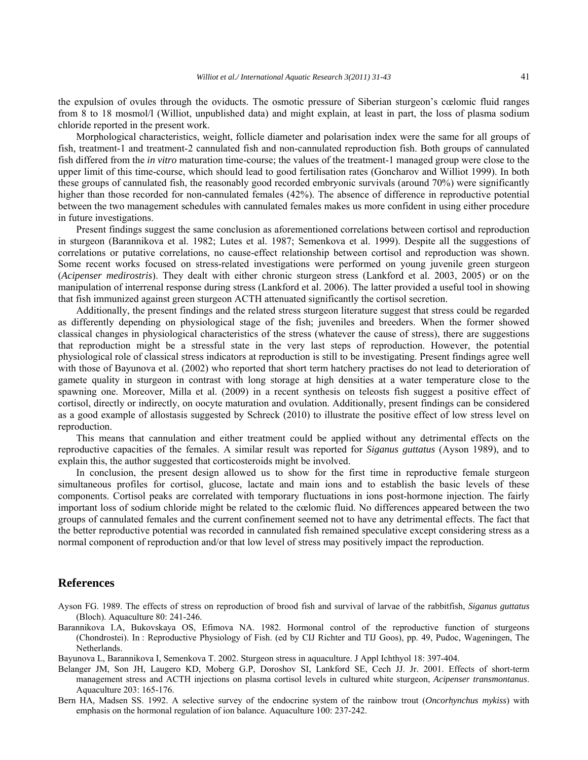the expulsion of ovules through the oviducts. The osmotic pressure of Siberian sturgeon's cœlomic fluid ranges from 8 to 18 mosmol/l (Williot, unpublished data) and might explain, at least in part, the loss of plasma sodium chloride reported in the present work.

Morphological characteristics, weight, follicle diameter and polarisation index were the same for all groups of fish, treatment-1 and treatment-2 cannulated fish and non-cannulated reproduction fish. Both groups of cannulated fish differed from the *in vitro* maturation time-course; the values of the treatment-1 managed group were close to the upper limit of this time-course, which should lead to good fertilisation rates (Goncharov and Williot 1999). In both these groups of cannulated fish, the reasonably good recorded embryonic survivals (around 70%) were significantly higher than those recorded for non-cannulated females (42%). The absence of difference in reproductive potential between the two management schedules with cannulated females makes us more confident in using either procedure in future investigations.

Present findings suggest the same conclusion as aforementioned correlations between cortisol and reproduction in sturgeon (Barannikova et al. 1982; Lutes et al. 1987; Semenkova et al. 1999). Despite all the suggestions of correlations or putative correlations, no cause-effect relationship between cortisol and reproduction was shown. Some recent works focused on stress-related investigations were performed on young juvenile green sturgeon (*Acipenser medirostris*). They dealt with either chronic sturgeon stress (Lankford et al. 2003, 2005) or on the manipulation of interrenal response during stress (Lankford et al. 2006). The latter provided a useful tool in showing that fish immunized against green sturgeon ACTH attenuated significantly the cortisol secretion.

Additionally, the present findings and the related stress sturgeon literature suggest that stress could be regarded as differently depending on physiological stage of the fish; juveniles and breeders. When the former showed classical changes in physiological characteristics of the stress (whatever the cause of stress), there are suggestions that reproduction might be a stressful state in the very last steps of reproduction. However, the potential physiological role of classical stress indicators at reproduction is still to be investigating. Present findings agree well with those of Bayunova et al. (2002) who reported that short term hatchery practises do not lead to deterioration of gamete quality in sturgeon in contrast with long storage at high densities at a water temperature close to the spawning one. Moreover, Milla et al. (2009) in a recent synthesis on teleosts fish suggest a positive effect of cortisol, directly or indirectly, on oocyte maturation and ovulation. Additionally, present findings can be considered as a good example of allostasis suggested by Schreck (2010) to illustrate the positive effect of low stress level on reproduction.

This means that cannulation and either treatment could be applied without any detrimental effects on the reproductive capacities of the females. A similar result was reported for *Siganus guttatus* (Ayson 1989), and to explain this, the author suggested that corticosteroids might be involved.

In conclusion, the present design allowed us to show for the first time in reproductive female sturgeon simultaneous profiles for cortisol, glucose, lactate and main ions and to establish the basic levels of these components. Cortisol peaks are correlated with temporary fluctuations in ions post-hormone injection. The fairly important loss of sodium chloride might be related to the cœlomic fluid. No differences appeared between the two groups of cannulated females and the current confinement seemed not to have any detrimental effects. The fact that the better reproductive potential was recorded in cannulated fish remained speculative except considering stress as a normal component of reproduction and/or that low level of stress may positively impact the reproduction.

## References

Ayson FG. 1989. The effects of stress on reproduction of brood fish and survival of larvae of the rabbitfish, *Siganus guttatus* (Bloch). Aquaculture 80: 241-246.

Barannikova I.A, Bukovskaya OS, Efimova NA. 1982. Hormonal control of the reproductive function of sturgeons (Chondrostei). In : Reproductive Physiology of Fish. (ed by CIJ Richter and TIJ Goos), pp. 49, Pudoc, Wageningen, The Netherlands.

Bayunova L, Barannikova I, Semenkova T. 2002. Sturgeon stress in aquaculture. J Appl Ichthyol 18: 397-404.

Belanger JM, Son JH, Laugero KD, Moberg G.P, Doroshov SI, Lankford SE, Cech JJ. Jr. 2001. Effects of short-term management stress and ACTH injections on plasma cortisol levels in cultured white sturgeon, *Acipenser transmontanus*. Aquaculture 203: 165-176.

Bern HA, Madsen SS. 1992. A selective survey of the endocrine system of the rainbow trout (*Oncorhynchus mykiss*) with emphasis on the hormonal regulation of ion balance. Aquaculture 100: 237-242.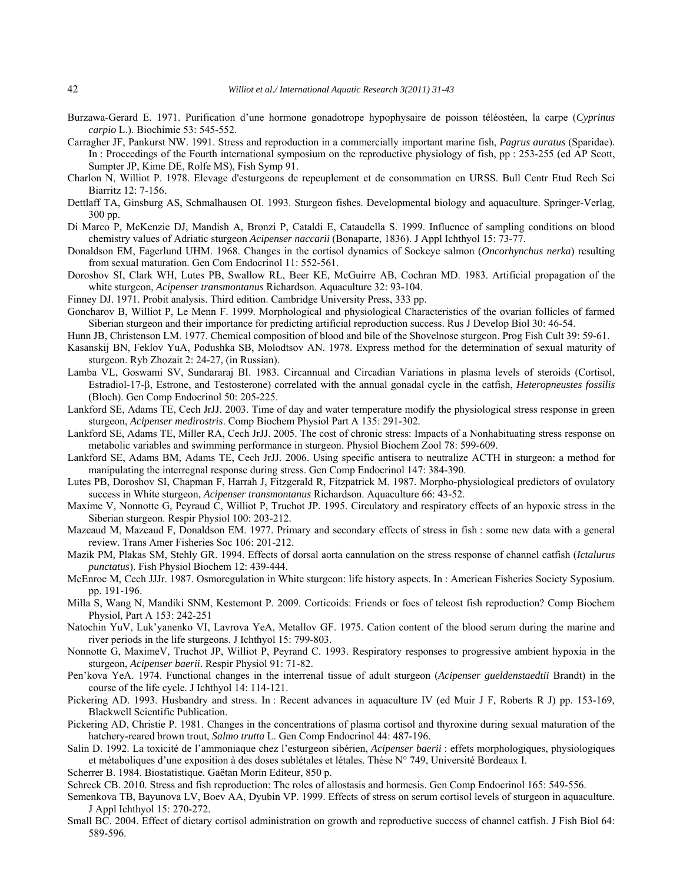Burzawa-Gerard E. 1971. Purification d'une hormone gonadotrope hypophysaire de poisson téléostéen, la carpe (*Cyprinus carpio* L.). Biochimie 53: 545-552.

Carragher JF, Pankurst NW. 1991. Stress and reproduction in a commercially important marine fish, *Pagrus auratus* (Sparidae). In : Proceedings of the Fourth international symposium on the reproductive physiology of fish, pp : 253-255 (ed AP Scott, Sumpter JP, Kime DE, Rolfe MS), Fish Symp 91.

Charlon N, Williot P. 1978. Elevage d'esturgeons de repeuplement et de consommation en URSS. Bull Centr Etud Rech Sci Biarritz 12: 7-156.

Dettlaff TA, Ginsburg AS, Schmalhausen OI. 1993. Sturgeon fishes. Developmental biology and aquaculture. Springer-Verlag, 300 pp.

Di Marco P, McKenzie DJ, Mandish A, Bronzi P, Cataldi E, Cataudella S. 1999. Influence of sampling conditions on blood chemistry values of Adriatic sturgeon *Acipenser naccarii* (Bonaparte, 1836). J Appl Ichthyol 15: 73-77.

Donaldson EM, Fagerlund UHM. 1968. Changes in the cortisol dynamics of Sockeye salmon (*Oncorhynchus nerka*) resulting from sexual maturation. Gen Com Endocrinol 11: 552-561.

Doroshov SI, Clark WH, Lutes PB, Swallow RL, Beer KE, McGuirre AB, Cochran MD. 1983. Artificial propagation of the white sturgeon, *Acipenser transmontanus* Richardson. Aquaculture 32: 93-104.

Finney DJ. 1971. Probit analysis. Third edition. Cambridge University Press, 333 pp.

Goncharov B, Williot P, Le Menn F. 1999. Morphological and physiological Characteristics of the ovarian follicles of farmed Siberian sturgeon and their importance for predicting artificial reproduction success. Rus J Develop Biol 30: 46-54.

Hunn JB, Christenson LM. 1977. Chemical composition of blood and bile of the Shovelnose sturgeon. Prog Fish Cult 39: 59-61.

Kasanskij BN, Feklov YuA, Podushka SB, Molodtsov AN. 1978. Express method for the determination of sexual maturity of sturgeon. Ryb Zhozait 2: 24-27, (in Russian).

Lamba VL, Goswami SV, Sundararaj BI. 1983. Circannual and Circadian Variations in plasma levels of steroids (Cortisol, Estradiol-17-β, Estrone, and Testosterone) correlated with the annual gonadal cycle in the catfish, *Heteropneustes fossilis* (Bloch). Gen Comp Endocrinol 50: 205-225.

Lankford SE, Adams TE, Cech JrJJ. 2003. Time of day and water temperature modify the physiological stress response in green sturgeon, *Acipenser medirostris*. Comp Biochem Physiol Part A 135: 291-302.

Lankford SE, Adams TE, Miller RA, Cech JrJJ. 2005. The cost of chronic stress: Impacts of a Nonhabituating stress response on metabolic variables and swimming performance in sturgeon. Physiol Biochem Zool 78: 599-609.

Lankford SE, Adams BM, Adams TE, Cech JrJJ. 2006. Using specific antisera to neutralize ACTH in sturgeon: a method for manipulating the interregnal response during stress. Gen Comp Endocrinol 147: 384-390.

Lutes PB, Doroshov SI, Chapman F, Harrah J, Fitzgerald R, Fitzpatrick M. 1987. Morpho-physiological predictors of ovulatory success in White sturgeon, *Acipenser transmontanus* Richardson. Aquaculture 66: 43-52.

Maxime V, Nonnotte G, Peyraud C, Williot P, Truchot JP. 1995. Circulatory and respiratory effects of an hypoxic stress in the Siberian sturgeon. Respir Physiol 100: 203-212.

Mazeaud M, Mazeaud F, Donaldson EM. 1977. Primary and secondary effects of stress in fish : some new data with a general review. Trans Amer Fisheries Soc 106: 201-212.

Mazik PM, Plakas SM, Stehly GR. 1994. Effects of dorsal aorta cannulation on the stress response of channel catfish (*Ictalurus punctatus*). Fish Physiol Biochem 12: 439-444.

McEnroe M, Cech JJJr. 1987. Osmoregulation in White sturgeon: life history aspects. In : American Fisheries Society Syposium. pp. 191-196.

Milla S, Wang N, Mandiki SNM, Kestemont P. 2009. Corticoids: Friends or foes of teleost fish reproduction? Comp Biochem Physiol, Part A 153: 242-251

Natochin YuV, Luk'yanenko VI, Lavrova YeA, Metallov GF. 1975. Cation content of the blood serum during the marine and river periods in the life sturgeons. J Ichthyol 15: 799-803.

Nonnotte G, MaximeV, Truchot JP, Williot P, Peyrand C. 1993. Respiratory responses to progressive ambient hypoxia in the sturgeon, *Acipenser baerii*. Respir Physiol 91: 71-82.

Pen'kova YeA. 1974. Functional changes in the interrenal tissue of adult sturgeon (*Acipenser gueldenstaedtii* Brandt) in the course of the life cycle. J Ichthyol 14: 114-121.

Pickering AD. 1993. Husbandry and stress. In : Recent advances in aquaculture IV (ed Muir J F, Roberts R J) pp. 153-169, Blackwell Scientific Publication.

Pickering AD, Christie P. 1981. Changes in the concentrations of plasma cortisol and thyroxine during sexual maturation of the hatchery-reared brown trout, *Salmo trutta* L. Gen Comp Endocrinol 44: 487-196.

Salin D. 1992. La toxicité de l'ammoniaque chez l'esturgeon sibérien, *Acipenser baerii* : effets morphologiques, physiologiques et métaboliques d'une exposition à des doses sublétales et létales. Thèse N° 749, Université Bordeaux I.

Scherrer B. 1984. Biostatistique. Gaëtan Morin Editeur, 850 p.

Schreck CB. 2010. Stress and fish reproduction: The roles of allostasis and hormesis. Gen Comp Endocrinol 165: 549-556.

Semenkova TB, Bayunova LV, Boev AA, Dyubin VP. 1999. Effects of stress on serum cortisol levels of sturgeon in aquaculture. J Appl Ichthyol 15: 270-272.

Small BC. 2004. Effect of dietary cortisol administration on growth and reproductive success of channel catfish. J Fish Biol 64: 589-596.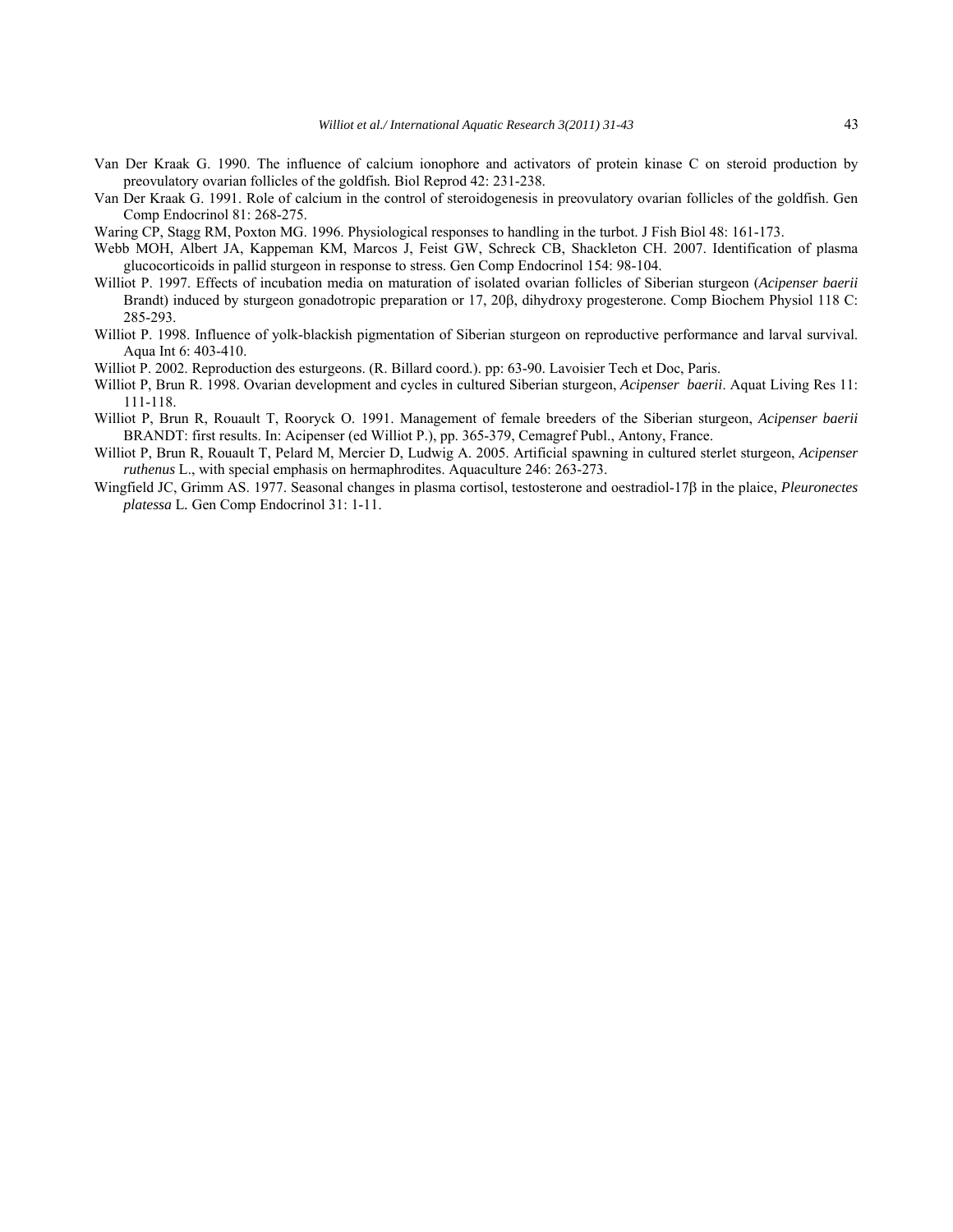Van Der Kraak G. 1990. The influence of calcium ionophore and activators of protein kinase C on steroid production by preovulatory ovarian follicles of the goldfish. Biol Reprod 42: 231-238.

Van Der Kraak G. 1991. Role of calcium in the control of steroidogenesis in preovulatory ovarian follicles of the goldfish. Gen Comp Endocrinol 81: 268-275.

Waring CP, Stagg RM, Poxton MG. 1996. Physiological responses to handling in the turbot. J Fish Biol 48: 161-173.

Webb MOH, Albert JA, Kappeman KM, Marcos J, Feist GW, Schreck CB, Shackleton CH. 2007. Identification of plasma glucocorticoids in pallid sturgeon in response to stress. Gen Comp Endocrinol 154: 98-104.

Williot P. 1997. Effects of incubation media on maturation of isolated ovarian follicles of Siberian sturgeon (*Acipenser baerii* Brandt) induced by sturgeon gonadotropic preparation or 17, 20β, dihydroxy progesterone. Comp Biochem Physiol 118 C: 285-293.

Williot P. 1998. Influence of yolk-blackish pigmentation of Siberian sturgeon on reproductive performance and larval survival. Aqua Int 6: 403-410.

Williot P. 2002. Reproduction des esturgeons. (R. Billard coord.). pp: 63-90. Lavoisier Tech et Doc, Paris.

Williot P, Brun R. 1998. Ovarian development and cycles in cultured Siberian sturgeon, *Acipenser baerii*. Aquat Living Res 11: 111-118.

Williot P, Brun R, Rouault T, Rooryck O. 1991. Management of female breeders of the Siberian sturgeon, *Acipenser baerii* BRANDT: first results. In: Acipenser (ed Williot P.), pp. 365-379, Cemagref Publ., Antony, France.

Williot P, Brun R, Rouault T, Pelard M, Mercier D, Ludwig A. 2005. Artificial spawning in cultured sterlet sturgeon, *Acipenser ruthenus* L., with special emphasis on hermaphrodites. Aquaculture 246: 263-273.

Wingfield JC, Grimm AS. 1977. Seasonal changes in plasma cortisol, testosterone and oestradiol-17β in the plaice, *Pleuronectes platessa* L. Gen Comp Endocrinol 31: 1-11.